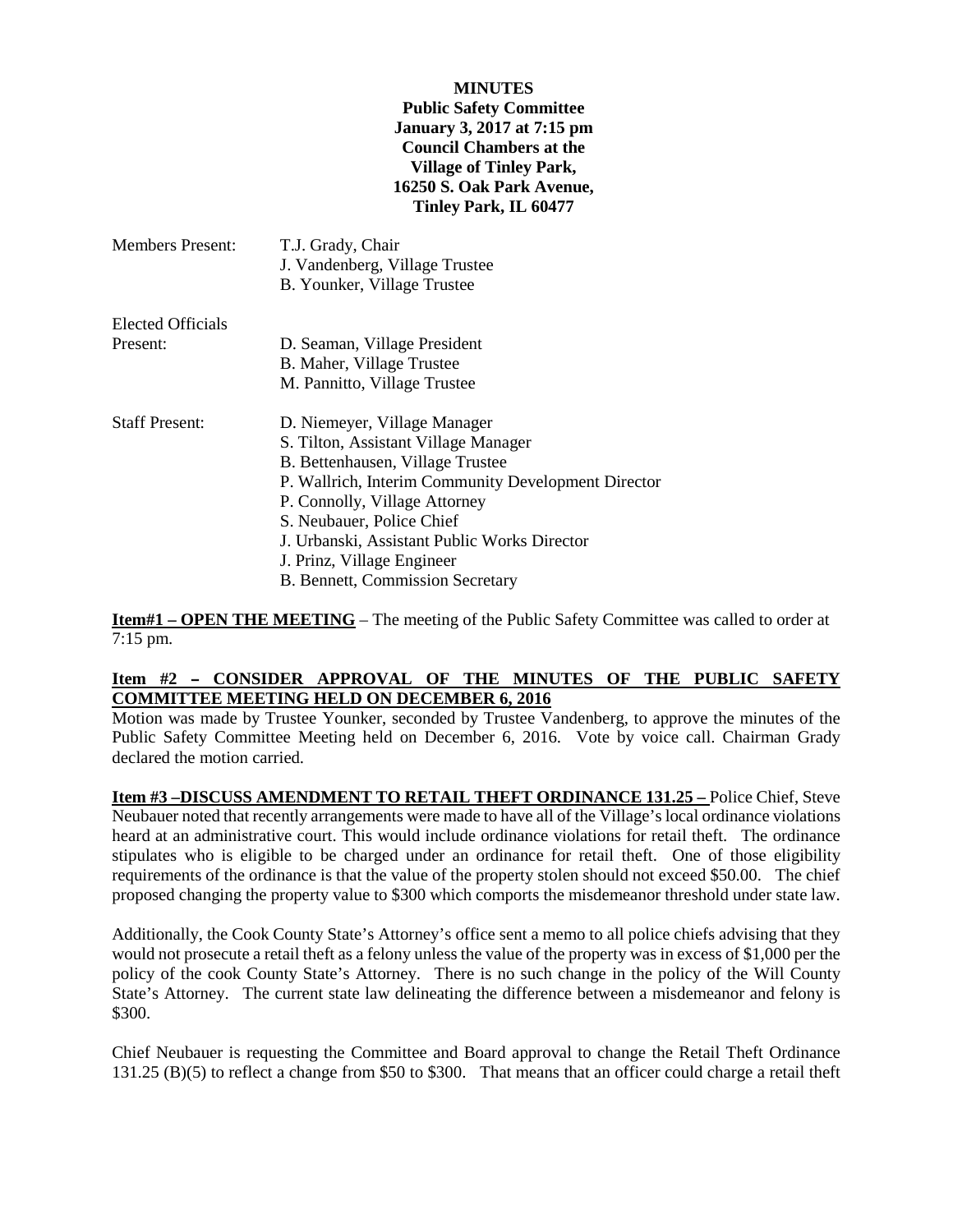**MINUTES**
**Public Safety Committee**
**January 3, 2017 at 7:15 pm**
**Council Chambers at the**
**Village of Tinley Park,**
**16250 S. Oak Park Avenue,**
**Tinley Park, IL 60477**

| | |
|---|---|
| Members Present: | T.J. Grady, Chair<br>J. Vandenberg, Village Trustee<br>B. Younker, Village Trustee |
| Elected Officials Present: | D. Seaman, Village President<br>B. Maher, Village Trustee<br>M. Pannitto, Village Trustee |
| Staff Present: | D. Niemeyer, Village Manager<br>S. Tilton, Assistant Village Manager<br>B. Bettenhausen, Village Trustee<br>P. Wallrich, Interim Community Development Director<br>P. Connolly, Village Attorney<br>S. Neubauer, Police Chief<br>J. Urbanski, Assistant Public Works Director<br>J. Prinz, Village Engineer<br>B. Bennett, Commission Secretary |

**Item#1 – OPEN THE MEETING** – The meeting of the Public Safety Committee was called to order at 7:15 pm.

**Item #2 – CONSIDER APPROVAL OF THE MINUTES OF THE PUBLIC SAFETY COMMITTEE MEETING HELD ON DECEMBER 6, 2016**
Motion was made by Trustee Younker, seconded by Trustee Vandenberg, to approve the minutes of the Public Safety Committee Meeting held on December 6, 2016. Vote by voice call. Chairman Grady declared the motion carried.

**Item #3 –DISCUSS AMENDMENT TO RETAIL THEFT ORDINANCE 131.25 –** Police Chief, Steve Neubauer noted that recently arrangements were made to have all of the Village's local ordinance violations heard at an administrative court. This would include ordinance violations for retail theft. The ordinance stipulates who is eligible to be charged under an ordinance for retail theft. One of those eligibility requirements of the ordinance is that the value of the property stolen should not exceed $50.00. The chief proposed changing the property value to $300 which comports the misdemeanor threshold under state law.

Additionally, the Cook County State's Attorney's office sent a memo to all police chiefs advising that they would not prosecute a retail theft as a felony unless the value of the property was in excess of $1,000 per the policy of the cook County State's Attorney. There is no such change in the policy of the Will County State's Attorney. The current state law delineating the difference between a misdemeanor and felony is $300.

Chief Neubauer is requesting the Committee and Board approval to change the Retail Theft Ordinance 131.25 (B)(5) to reflect a change from $50 to $300. That means that an officer could charge a retail theft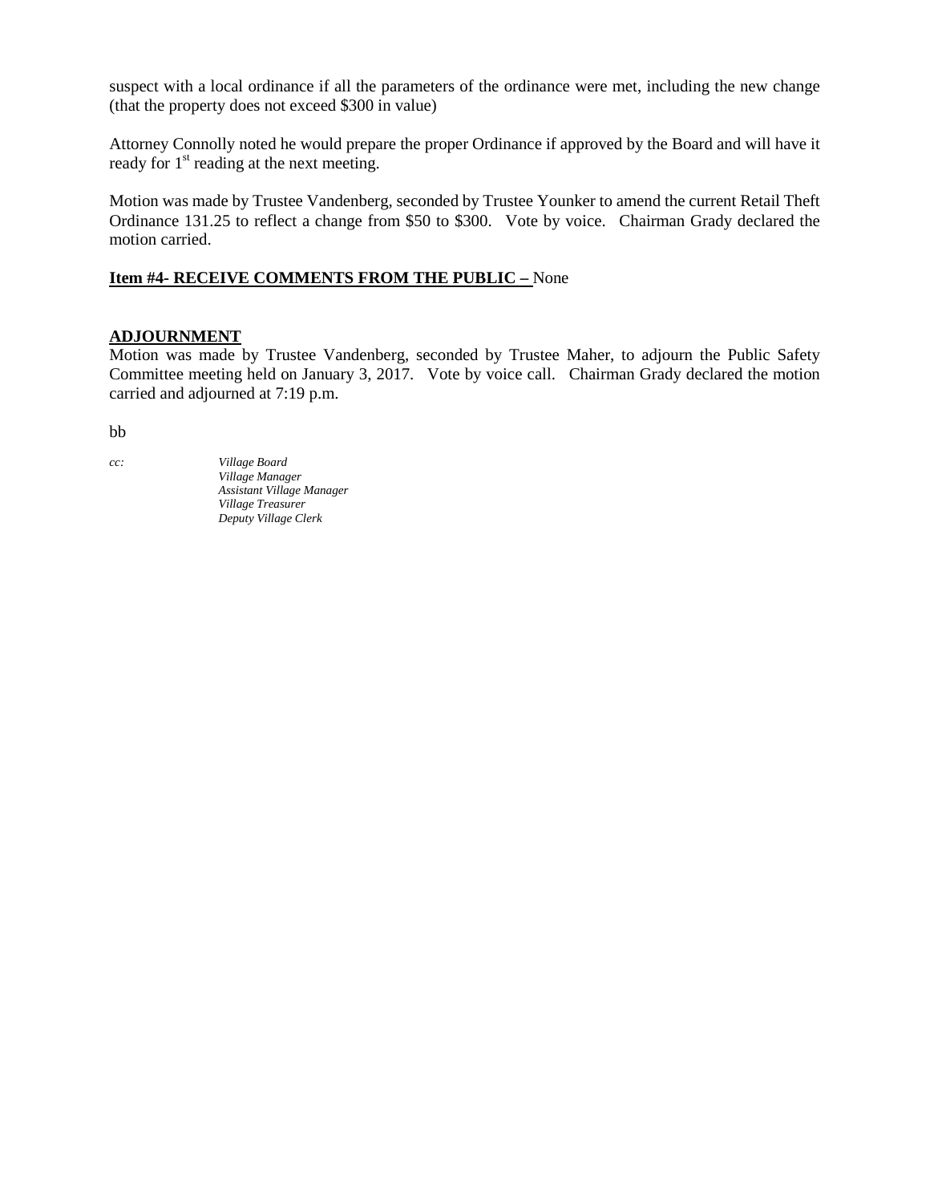suspect with a local ordinance if all the parameters of the ordinance were met, including the new change (that the property does not exceed $300 in value)

Attorney Connolly noted he would prepare the proper Ordinance if approved by the Board and will have it ready for 1st reading at the next meeting.

Motion was made by Trustee Vandenberg, seconded by Trustee Younker to amend the current Retail Theft Ordinance 131.25 to reflect a change from $50 to $300. Vote by voice. Chairman Grady declared the motion carried.

**Item #4- RECEIVE COMMENTS FROM THE PUBLIC –** None

**ADJOURNMENT**

Motion was made by Trustee Vandenberg, seconded by Trustee Maher, to adjourn the Public Safety Committee meeting held on January 3, 2017. Vote by voice call. Chairman Grady declared the motion carried and adjourned at 7:19 p.m.

bb

*cc:* *Village Board*
*Village Manager*
*Assistant Village Manager*
*Village Treasurer*
*Deputy Village Clerk*